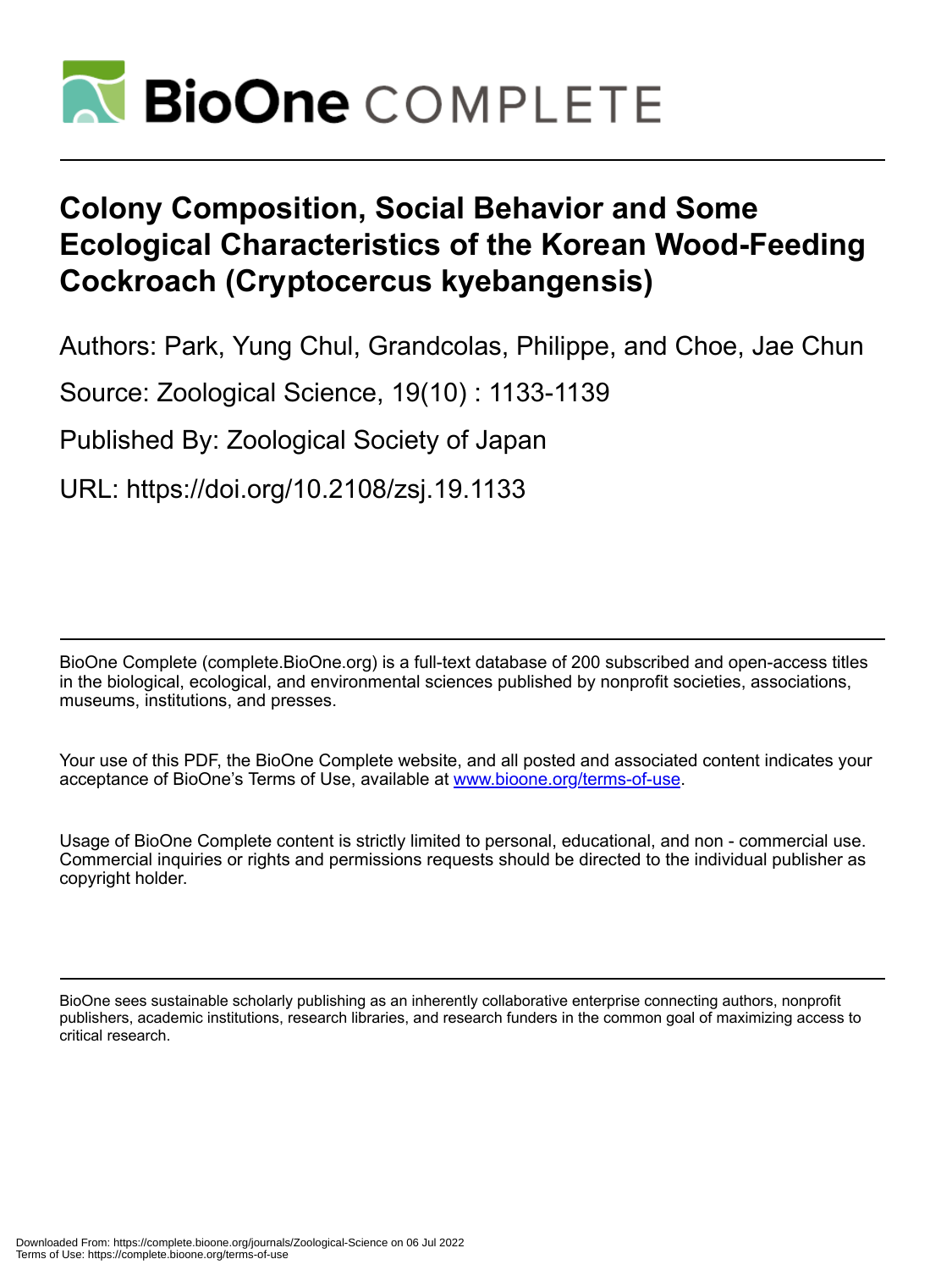# BioOne COMPLETE

# Colony Composition, Social Behavior and Some Ecological Characteristics of the Korean Wood-Feeding Cockroach (Cryptocercus kyebangensis)

Authors: Park, Yung Chul, Grandcolas, Philippe, and Choe, Jae Chun

Source: Zoological Science, 19(10) : 1133-1139

Published By: Zoological Society of Japan

URL: https://doi.org/10.2108/zsj.19.1133

BioOne Complete (complete.BioOne.org) is a full-text database of 200 subscribed and open-access titles in the biological, ecological, and environmental sciences published by nonprofit societies, associations, museums, institutions, and presses.

Your use of this PDF, the BioOne Complete website, and all posted and associated content indicates your acceptance of BioOne's Terms of Use, available at www.bioone.org/terms-of-use.

Usage of BioOne Complete content is strictly limited to personal, educational, and non - commercial use. Commercial inquiries or rights and permissions requests should be directed to the individual publisher as copyright holder.

BioOne sees sustainable scholarly publishing as an inherently collaborative enterprise connecting authors, nonprofit publishers, academic institutions, research libraries, and research funders in the common goal of maximizing access to critical research.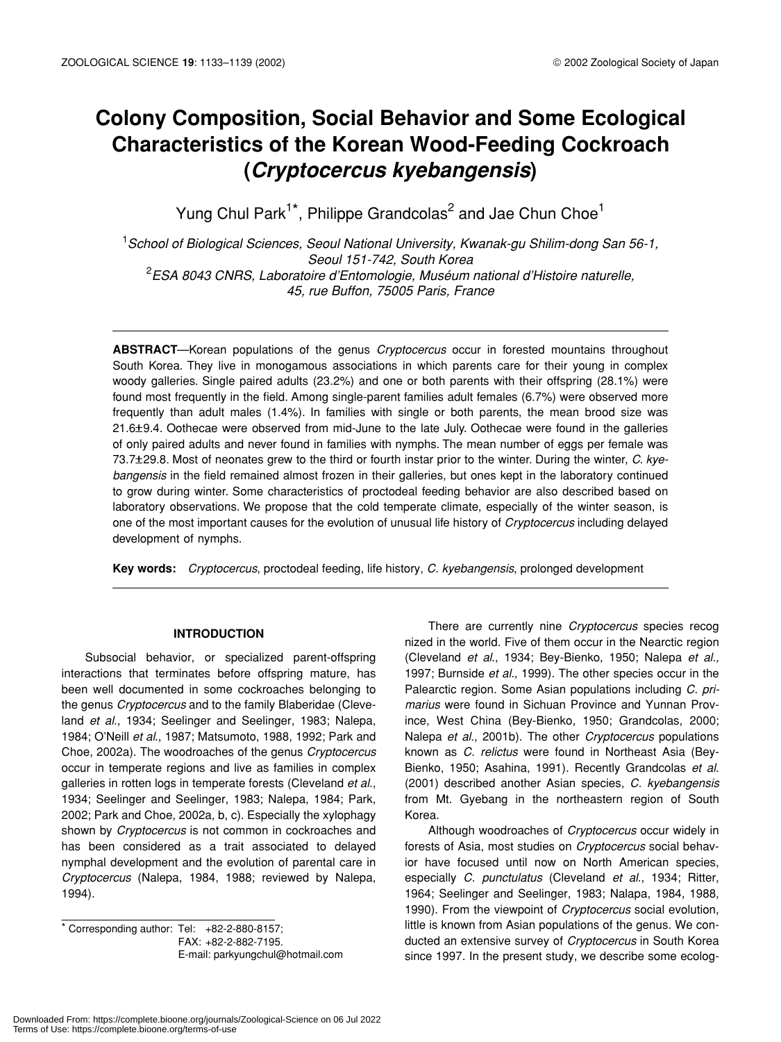# Colony Composition, Social Behavior and Some Ecological Characteristics of the Korean Wood-Feeding Cockroach (*Cryptocercus kyebangensis*)

Yung Chul Park[1*], Philippe Grandcolas[2] and Jae Chun Choe[1]

[1]*School of Biological Sciences, Seoul National University, Kwanak-gu Shilim-dong San 56-1, Seoul 151-742, South Korea*
[2]*ESA 8043 CNRS, Laboratoire d'Entomologie, Muséum national d'Histoire naturelle, 45, rue Buffon, 75005 Paris, France*

**ABSTRACT**—Korean populations of the genus *Cryptocercus* occur in forested mountains throughout South Korea. They live in monogamous associations in which parents care for their young in complex woody galleries. Single paired adults (23.2%) and one or both parents with their offspring (28.1%) were found most frequently in the field. Among single-parent families adult females (6.7%) were observed more frequently than adult males (1.4%). In families with single or both parents, the mean brood size was 21.6±9.4. Oothecae were observed from mid-June to the late July. Oothecae were found in the galleries of only paired adults and never found in families with nymphs. The mean number of eggs per female was 73.7±29.8. Most of neonates grew to the third or fourth instar prior to the winter. During the winter, *C. kyebangensis* in the field remained almost frozen in their galleries, but ones kept in the laboratory continued to grow during winter. Some characteristics of proctodeal feeding behavior are also described based on laboratory observations. We propose that the cold temperate climate, especially of the winter season, is one of the most important causes for the evolution of unusual life history of *Cryptocercus* including delayed development of nymphs.

**Key words:** *Cryptocercus*, proctodeal feeding, life history, *C. kyebangensis*, prolonged development

## INTRODUCTION

Subsocial behavior, or specialized parent-offspring interactions that terminates before offspring mature, has been well documented in some cockroaches belonging to the genus *Cryptocercus* and to the family Blaberidae (Cleveland *et al*., 1934; Seelinger and Seelinger, 1983; Nalepa, 1984; O'Neill *et al*., 1987; Matsumoto, 1988, 1992; Park and Choe, 2002a). The woodroaches of the genus *Cryptocercus* occur in temperate regions and live as families in complex galleries in rotten logs in temperate forests (Cleveland *et al*., 1934; Seelinger and Seelinger, 1983; Nalepa, 1984; Park, 2002; Park and Choe, 2002a, b, c). Especially the xylophagy shown by *Cryptocercus* is not common in cockroaches and has been considered as a trait associated to delayed nymphal development and the evolution of parental care in *Cryptocercus* (Nalepa, 1984, 1988; reviewed by Nalepa, 1994).

There are currently nine *Cryptocercus* species recog nized in the world. Five of them occur in the Nearctic region (Cleveland *et al*., 1934; Bey-Bienko, 1950; Nalepa *et al.,* 1997; Burnside *et al.,* 1999). The other species occur in the Palearctic region. Some Asian populations including *C. primarius* were found in Sichuan Province and Yunnan Province, West China (Bey-Bienko, 1950; Grandcolas, 2000; Nalepa *et al*., 2001b). The other *Cryptocercus* populations known as *C. relictus* were found in Northeast Asia (Bey-Bienko, 1950; Asahina, 1991). Recently Grandcolas *et al*. (2001) described another Asian species, *C. kyebangensis* from Mt. Gyebang in the northeastern region of South Korea.

Although woodroaches of *Cryptocercus* occur widely in forests of Asia, most studies on *Cryptocercus* social behavior have focused until now on North American species, especially *C. punctulatus* (Cleveland *et al*., 1934; Ritter, 1964; Seelinger and Seelinger, 1983; Nalapa, 1984, 1988, 1990). From the viewpoint of *Cryptocercus* social evolution, little is known from Asian populations of the genus. We conducted an extensive survey of *Cryptocercus* in South Korea since 1997. In the present study, we describe some ecolog-

* Corresponding author: Tel: +82-2-880-8157;
FAX: +82-2-882-7195.
E-mail: parkyungchul@hotmail.com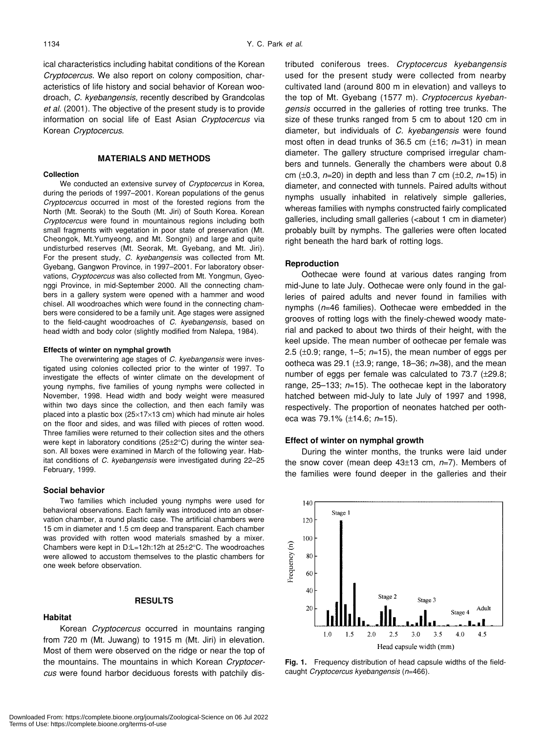ical characteristics including habitat conditions of the Korean *Cryptocercus*. We also report on colony composition, characteristics of life history and social behavior of Korean woodroach, *C. kyebangensis,* recently described by Grandcolas *et al.* (2001). The objective of the present study is to provide information on social life of East Asian *Cryptocercus* via Korean *Cryptocercus*.

## MATERIALS AND METHODS

### Collection

We conducted an extensive survey of *Cryptocercus* in Korea, during the periods of 1997–2001. Korean populations of the genus *Cryptocercus* occurred in most of the forested regions from the North (Mt. Seorak) to the South (Mt. Jiri) of South Korea. Korean *Cryptocercus* were found in mountainous regions including both small fragments with vegetation in poor state of preservation (Mt. Cheongok, Mt.Yumyeong, and Mt. Songni) and large and quite undisturbed reserves (Mt. Seorak, Mt. Gyebang, and Mt. Jiri). For the present study, *C. kyebangensis* was collected from Mt. Gyebang, Gangwon Province, in 1997–2001. For laboratory observations, *Cryptocercus* was also collected from Mt. Yongmun, Gyeonggi Province, in mid-September 2000. All the connecting chambers in a gallery system were opened with a hammer and wood chisel. All woodroaches which were found in the connecting chambers were considered to be a family unit. Age stages were assigned to the field-caught woodroaches of *C. kyebangensis*, based on head width and body color (slightly modified from Nalepa, 1984).

#### Effects of winter on nymphal growth

The overwintering age stages of *C. kyebangensis* were investigated using colonies collected prior to the winter of 1997. To investigate the effects of winter climate on the development of young nymphs, five families of young nymphs were collected in November, 1998. Head width and body weight were measured within two days since the collection, and then each family was placed into a plastic box (25×17×13 cm) which had minute air holes on the floor and sides, and was filled with pieces of rotten wood. Three families were returned to their collection sites and the others were kept in laboratory conditions (25±2°C) during the winter season. All boxes were examined in March of the following year. Habitat conditions of *C. kyebangensis* were investigated during 22–25 February, 1999.

### Social behavior

Two families which included young nymphs were used for behavioral observations. Each family was introduced into an observation chamber, a round plastic case. The artificial chambers were 15 cm in diameter and 1.5 cm deep and transparent. Each chamber was provided with rotten wood materials smashed by a mixer. Chambers were kept in D:L=12h:12h at 25±2°C. The woodroaches were allowed to accustom themselves to the plastic chambers for one week before observation.

## RESULTS

### Habitat

Korean *Cryptocercus* occurred in mountains ranging from 720 m (Mt. Juwang) to 1915 m (Mt. Jiri) in elevation. Most of them were observed on the ridge or near the top of the mountains. The mountains in which Korean *Cryptocercus* were found harbor deciduous forests with patchily distributed coniferous trees. *Cryptocercus kyebangensis* used for the present study were collected from nearby cultivated land (around 800 m in elevation) and valleys to the top of Mt. Gyebang (1577 m). *Cryptocercus kyebangensis* occurred in the galleries of rotting tree trunks. The size of these trunks ranged from 5 cm to about 120 cm in diameter, but individuals of *C. kyebangensis* were found most often in dead trunks of 36.5 cm (±16; *n*=31) in mean diameter. The gallery structure comprised irregular chambers and tunnels. Generally the chambers were about 0.8 cm (±0.3, *n*=20) in depth and less than 7 cm (±0.2, *n*=15) in diameter, and connected with tunnels. Paired adults without nymphs usually inhabited in relatively simple galleries, whereas families with nymphs constructed fairly complicated galleries, including small galleries (<about 1 cm in diameter) probably built by nymphs. The galleries were often located right beneath the hard bark of rotting logs.

### Reproduction

Oothecae were found at various dates ranging from mid-June to late July. Oothecae were only found in the galleries of paired adults and never found in families with nymphs (*n*=46 families). Oothecae were embedded in the grooves of rotting logs with the finely-chewed woody material and packed to about two thirds of their height, with the keel upside. The mean number of oothecae per female was 2.5 (±0.9; range, 1–5; *n*=15), the mean number of eggs per ootheca was 29.1 (±3.9; range, 18–36; *n*=38), and the mean number of eggs per female was calculated to 73.7 (±29.8; range, 25–133; *n*=15). The oothecae kept in the laboratory hatched between mid-July to late July of 1997 and 1998, respectively. The proportion of neonates hatched per ootheca was 79.1% (±14.6; *n*=15).

### Effect of winter on nymphal growth

During the winter months, the trunks were laid under the snow cover (mean deep 43±13 cm, *n*=7). Members of the families were found deeper in the galleries and their

**Fig. 1.** Frequency distribution of head capsule widths of the field-caught *Cryptocercus kyebangensis* (*n*=466).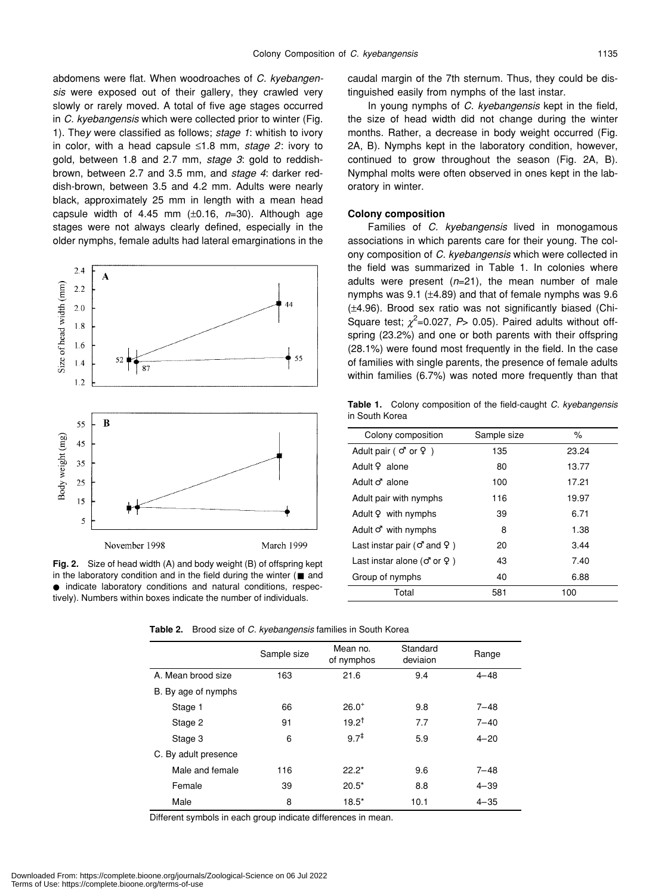abdomens were flat. When woodroaches of *C. kyebangensis* were exposed out of their gallery, they crawled very slowly or rarely moved. A total of five age stages occurred in *C. kyebangensis* which were collected prior to winter (Fig. 1). They were classified as follows; *stage 1*: whitish to ivory in color, with a head capsule ≤1.8 mm, *stage 2*: ivory to gold, between 1.8 and 2.7 mm, *stage 3*: gold to reddish-brown, between 2.7 and 3.5 mm, and *stage 4*: darker reddish-brown, between 3.5 and 4.2 mm. Adults were nearly black, approximately 25 mm in length with a mean head capsule width of 4.45 mm (±0.16, *n*=30). Although age stages were not always clearly defined, especially in the older nymphs, female adults had lateral emarginations in the caudal margin of the 7th sternum. Thus, they could be distinguished easily from nymphs of the last instar.

In young nymphs of *C. kyebangensis* kept in the field, the size of head width did not change during the winter months. Rather, a decrease in body weight occurred (Fig. 2A, B). Nymphs kept in the laboratory condition, however, continued to grow throughout the season (Fig. 2A, B). Nymphal molts were often observed in ones kept in the laboratory in winter.

**Fig. 2.** Size of head width (A) and body weight (B) of offspring kept in the laboratory condition and in the field during the winter (■ and ● indicate laboratory conditions and natural conditions, respectively). Numbers within boxes indicate the number of individuals.

### Colony composition

Families of *C. kyebangensis* lived in monogamous associations in which parents care for their young. The colony composition of *C. kyebangensis* which were collected in the field was summarized in Table 1. In colonies where adults were present (*n*=21), the mean number of male nymphs was 9.1 (±4.89) and that of female nymphs was 9.6 (±4.96). Brood sex ratio was not significantly biased (Chi-Square test; $\chi^2$=0.027, $P$> 0.05). Paired adults without offspring (23.2%) and one or both parents with their offspring (28.1%) were found most frequently in the field. In the case of families with single parents, the presence of female adults within families (6.7%) was noted more frequently than that

**Table 1.** Colony composition of the field-caught *C. kyebangensis* in South Korea

| Colony composition | Sample size | % |
|---|---|---|
| Adult pair ( ♂ or ♀ ) | 135 | 23.24 |
| Adult ♀ alone | 80 | 13.77 |
| Adult ♂ alone | 100 | 17.21 |
| Adult pair with nymphs | 116 | 19.97 |
| Adult ♀ with nymphs | 39 | 6.71 |
| Adult ♂ with nymphs | 8 | 1.38 |
| Last instar pair (♂ and ♀ ) | 20 | 3.44 |
| Last instar alone (♂ or ♀ ) | 43 | 7.40 |
| Group of nymphs | 40 | 6.88 |
| Total | 581 | 100 |

**Table 2.** Brood size of *C. kyebangensis* families in South Korea

| | Sample size | Mean no. of nymphos | Standard deviaion | Range |
|---|---|---|---|---|
| A. Mean brood size | 163 | 21.6 | 9.4 | 4–48 |
| B. By age of nymphs | | | | |
| Stage 1 | 66 | 26.0⁺ | 9.8 | 7–48 |
| Stage 2 | 91 | 19.2† | 7.7 | 7–40 |
| Stage 3 | 6 | 9.7‡ | 5.9 | 4–20 |
| C. By adult presence | | | | |
| Male and female | 116 | 22.2* | 9.6 | 7–48 |
| Female | 39 | 20.5* | 8.8 | 4–39 |
| Male | 8 | 18.5* | 10.1 | 4–35 |

Different symbols in each group indicate differences in mean.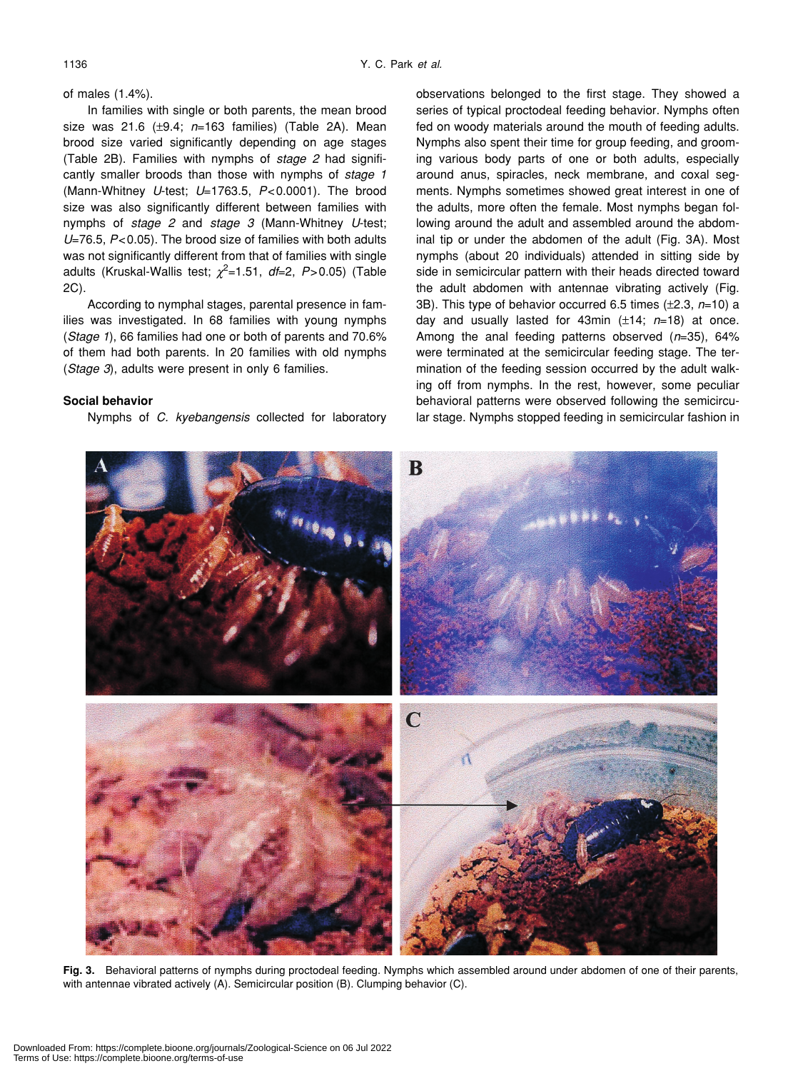of males (1.4%).

In families with single or both parents, the mean brood size was 21.6 (±9.4; $n$=163 families) (Table 2A). Mean brood size varied significantly depending on age stages (Table 2B). Families with nymphs of *stage 2* had significantly smaller broods than those with nymphs of *stage 1* (Mann-Whitney *U*-test; $U$=1763.5, $P<0.0001$). The brood size was also significantly different between families with nymphs of *stage 2* and *stage 3* (Mann-Whitney *U*-test; $U$=76.5, $P<0.05$). The brood size of families with both adults was not significantly different from that of families with single adults (Kruskal-Wallis test; $\chi^2$=1.51, $df$=2, $P>0.05$) (Table 2C).

According to nymphal stages, parental presence in families was investigated. In 68 families with young nymphs (*Stage 1*), 66 families had one or both of parents and 70.6% of them had both parents. In 20 families with old nymphs (*Stage 3*), adults were present in only 6 families.

## Social behavior

Nymphs of *C. kyebangensis* collected for laboratory observations belonged to the first stage. They showed a series of typical proctodeal feeding behavior. Nymphs often fed on woody materials around the mouth of feeding adults. Nymphs also spent their time for group feeding, and grooming various body parts of one or both adults, especially around anus, spiracles, neck membrane, and coxal segments. Nymphs sometimes showed great interest in one of the adults, more often the female. Most nymphs began following around the adult and assembled around the abdominal tip or under the abdomen of the adult (Fig. 3A). Most nymphs (about 20 individuals) attended in sitting side by side in semicircular pattern with their heads directed toward the adult abdomen with antennae vibrating actively (Fig. 3B). This type of behavior occurred 6.5 times (±2.3, $n$=10) a day and usually lasted for 43min (±14; $n$=18) at once. Among the anal feeding patterns observed ($n$=35), 64% were terminated at the semicircular feeding stage. The termination of the feeding session occurred by the adult walking off from nymphs. In the rest, however, some peculiar behavioral patterns were observed following the semicircular stage. Nymphs stopped feeding in semicircular fashion in

**Fig. 3.** Behavioral patterns of nymphs during proctodeal feeding. Nymphs which assembled around under abdomen of one of their parents, with antennae vibrated actively (A). Semicircular position (B). Clumping behavior (C).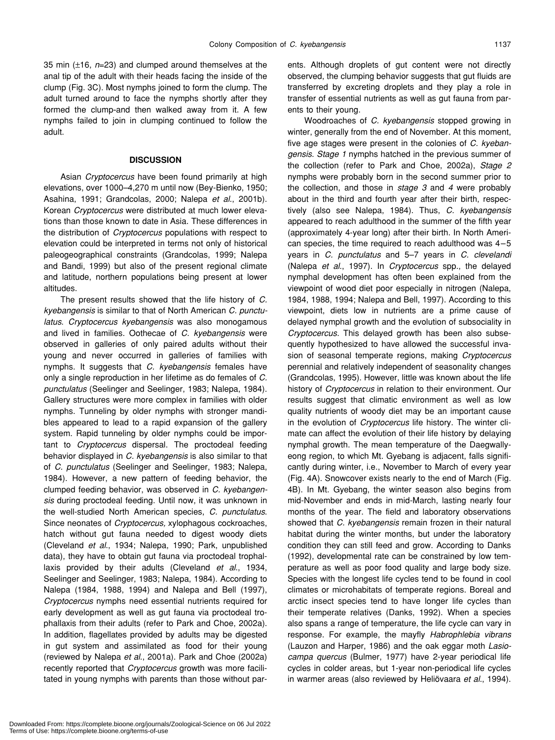35 min (±16, $n$=23) and clumped around themselves at the anal tip of the adult with their heads facing the inside of the clump (Fig. 3C). Most nymphs joined to form the clump. The adult turned around to face the nymphs shortly after they formed the clump-and then walked away from it. A few nymphs failed to join in clumping continued to follow the adult.

## DISCUSSION

Asian *Cryptocercus* have been found primarily at high elevations, over 1000–4,270 m until now (Bey-Bienko, 1950; Asahina, 1991; Grandcolas, 2000; Nalepa *et al*., 2001b). Korean *Cryptocercus* were distributed at much lower elevations than those known to date in Asia. These differences in the distribution of *Cryptocercus* populations with respect to elevation could be interpreted in terms not only of historical paleogeographical constraints (Grandcolas, 1999; Nalepa and Bandi, 1999) but also of the present regional climate and latitude, northern populations being present at lower altitudes.

The present results showed that the life history of *C. kyebangensis* is similar to that of North American *C. punctulatus*. *Cryptocercus kyebangensis* was also monogamous and lived in families. Oothecae of *C. kyebangensis* were observed in galleries of only paired adults without their young and never occurred in galleries of families with nymphs. It suggests that *C. kyebangensis* females have only a single reproduction in her lifetime as do females of *C. punctulatus* (Seelinger and Seelinger, 1983; Nalepa, 1984). Gallery structures were more complex in families with older nymphs. Tunneling by older nymphs with stronger mandibles appeared to lead to a rapid expansion of the gallery system. Rapid tunneling by older nymphs could be important to *Cryptocercus* dispersal. The proctodeal feeding behavior displayed in *C. kyebangensis* is also similar to that of *C. punctulatus* (Seelinger and Seelinger, 1983; Nalepa, 1984). However, a new pattern of feeding behavior, the clumped feeding behavior, was observed in *C. kyebangensis* during proctodeal feeding. Until now, it was unknown in the well-studied North American species, *C. punctulatus*. Since neonates of *Cryptocercus,* xylophagous cockroaches, hatch without gut fauna needed to digest woody diets (Cleveland *et al*., 1934; Nalepa, 1990; Park, unpublished data), they have to obtain gut fauna via proctodeal trophallaxis provided by their adults (Cleveland *et al*., 1934, Seelinger and Seelinger, 1983; Nalepa, 1984). According to Nalepa (1984, 1988, 1994) and Nalepa and Bell (1997), *Cryptocercus* nymphs need essential nutrients required for early development as well as gut fauna via proctodeal trophallaxis from their adults (refer to Park and Choe, 2002a). In addition, flagellates provided by adults may be digested in gut system and assimilated as food for their young (reviewed by Nalepa *et al*., 2001a). Park and Choe (2002a) recently reported that *Cryptocercus* growth was more facilitated in young nymphs with parents than those without parents. Although droplets of gut content were not directly observed, the clumping behavior suggests that gut fluids are transferred by excreting droplets and they play a role in transfer of essential nutrients as well as gut fauna from parents to their young.

Woodroaches of *C. kyebangensis* stopped growing in winter, generally from the end of November. At this moment, five age stages were present in the colonies of *C. kyebangensis*. *Stage 1* nymphs hatched in the previous summer of the collection (refer to Park and Choe, 2002a), *Stage 2* nymphs were probably born in the second summer prior to the collection, and those in *stage 3* and *4* were probably about in the third and fourth year after their birth, respectively (also see Nalepa, 1984). Thus, *C. kyebangensis* appeared to reach adulthood in the summer of the fifth year (approximately 4-year long) after their birth. In North American species, the time required to reach adulthood was 4–5 years in *C. punctulatus* and 5–7 years in *C. clevelandi* (Nalepa *et al*., 1997). In *Cryptocercus* spp., the delayed nymphal development has often been explained from the viewpoint of wood diet poor especially in nitrogen (Nalepa, 1984, 1988, 1994; Nalepa and Bell, 1997). According to this viewpoint, diets low in nutrients are a prime cause of delayed nymphal growth and the evolution of subsociality in *Cryptocercus.* This delayed growth has been also subsequently hypothesized to have allowed the successful invasion of seasonal temperate regions, making *Cryptocercus* perennial and relatively independent of seasonality changes (Grandcolas, 1995). However, little was known about the life history of *Cryptocercus* in relation to their environment. Our results suggest that climatic environment as well as low quality nutrients of woody diet may be an important cause in the evolution of *Cryptocercus* life history. The winter climate can affect the evolution of their life history by delaying nymphal growth. The mean temperature of the Daegwallyeong region, to which Mt. Gyebang is adjacent, falls significantly during winter, i.e., November to March of every year (Fig. 4A). Snowcover exists nearly to the end of March (Fig. 4B). In Mt. Gyebang, the winter season also begins from mid-November and ends in mid-March, lasting nearly four months of the year. The field and laboratory observations showed that *C. kyebangensis* remain frozen in their natural habitat during the winter months, but under the laboratory condition they can still feed and grow. According to Danks (1992), developmental rate can be constrained by low temperature as well as poor food quality and large body size. Species with the longest life cycles tend to be found in cool climates or microhabitats of temperate regions. Boreal and arctic insect species tend to have longer life cycles than their temperate relatives (Danks, 1992). When a species also spans a range of temperature, the life cycle can vary in response. For example, the mayfly *Habrophlebia vibrans* (Lauzon and Harper, 1986) and the oak eggar moth *Lasiocampa quercus* (Bulmer, 1977) have 2-year periodical life cycles in colder areas, but 1-year non-periodical life cycles in warmer areas (also reviewed by Heliövaara *et al*., 1994).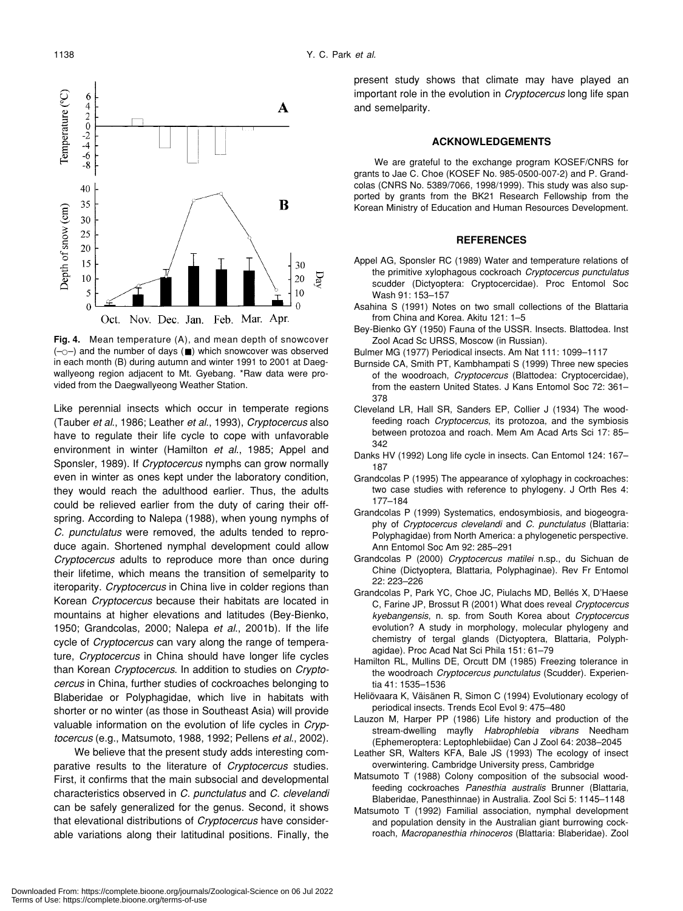**Fig. 4.** Mean temperature (A), and mean depth of snowcover (–○–) and the number of days (■) which snowcover was observed in each month (B) during autumn and winter 1991 to 2001 at Daegwallyeong region adjacent to Mt. Gyebang. *Raw data were provided from the Daegwallyeong Weather Station.

Like perennial insects which occur in temperate regions (Tauber *et al.*, 1986; Leather *et al.*, 1993), *Cryptocercus* also have to regulate their life cycle to cope with unfavorable environment in winter (Hamilton *et al.*, 1985; Appel and Sponsler, 1989). If *Cryptocercus* nymphs can grow normally even in winter as ones kept under the laboratory condition, they would reach the adulthood earlier. Thus, the adults could be relieved earlier from the duty of caring their offspring. According to Nalepa (1988), when young nymphs of *C. punctulatus* were removed, the adults tended to reproduce again. Shortened nymphal development could allow *Cryptocercus* adults to reproduce more than once during their lifetime, which means the transition of semelparity to iteroparity. *Cryptocercus* in China live in colder regions than Korean *Cryptocercus* because their habitats are located in mountains at higher elevations and latitudes (Bey-Bienko, 1950; Grandcolas, 2000; Nalepa *et al.*, 2001b). If the life cycle of *Cryptocercus* can vary along the range of temperature, *Cryptocercus* in China should have longer life cycles than Korean *Cryptocercus*. In addition to studies on *Cryptocercus* in China, further studies of cockroaches belonging to Blaberidae or Polyphagidae, which live in habitats with shorter or no winter (as those in Southeast Asia) will provide valuable information on the evolution of life cycles in *Cryptocercus* (e.g., Matsumoto, 1988, 1992; Pellens *et al.*, 2002).

We believe that the present study adds interesting comparative results to the literature of *Cryptocercus* studies. First, it confirms that the main subsocial and developmental characteristics observed in *C. punctulatus* and *C. clevelandi* can be safely generalized for the genus. Second, it shows that elevational distributions of *Cryptocercus* have considerable variations along their latitudinal positions. Finally, the present study shows that climate may have played an important role in the evolution in *Cryptocercus* long life span and semelparity.

## ACKNOWLEDGEMENTS

We are grateful to the exchange program KOSEF/CNRS for grants to Jae C. Choe (KOSEF No. 985-0500-007-2) and P. Grandcolas (CNRS No. 5389/7066, 1998/1999). This study was also supported by grants from the BK21 Research Fellowship from the Korean Ministry of Education and Human Resources Development.

## REFERENCES

Appel AG, Sponsler RC (1989) Water and temperature relations of the primitive xylophagous cockroach *Cryptocercus punctulatus* scudder (Dictyoptera: Cryptocercidae). Proc Entomol Soc Wash 91: 153–157

Asahina S (1991) Notes on two small collections of the Blattaria from China and Korea. Akitu 121: 1–5

Bey-Bienko GY (1950) Fauna of the USSR. Insects. Blattodea. Inst Zool Acad Sc URSS, Moscow (in Russian).

Bulmer MG (1977) Periodical insects. Am Nat 111: 1099–1117

Burnside CA, Smith PT, Kambhampati S (1999) Three new species of the woodroach, *Cryptocercus* (Blattodea: Cryptocercidae), from the eastern United States. J Kans Entomol Soc 72: 361–378

Cleveland LR, Hall SR, Sanders EP, Collier J (1934) The wood-feeding roach *Cryptocercus*, its protozoa, and the symbiosis between protozoa and roach. Mem Am Acad Arts Sci 17: 85–342

Danks HV (1992) Long life cycle in insects. Can Entomol 124: 167–187

Grandcolas P (1995) The appearance of xylophagy in cockroaches: two case studies with reference to phylogeny. J Orth Res 4: 177–184

Grandcolas P (1999) Systematics, endosymbiosis, and biogeography of *Cryptocercus clevelandi* and *C. punctulatus* (Blattaria: Polyphagidae) from North America: a phylogenetic perspective. Ann Entomol Soc Am 92: 285–291

Grandcolas P (2000) *Cryptocercus matilei* n.sp., du Sichuan de Chine (Dictyoptera, Blattaria, Polyphaginae). Rev Fr Entomol 22: 223–226

Grandcolas P, Park YC, Choe JC, Piulachs MD, Bellés X, D'Haese C, Farine JP, Brossut R (2001) What does reveal *Cryptocercus kyebangensis*, n. sp. from South Korea about *Cryptocercus* evolution? A study in morphology, molecular phylogeny and chemistry of tergal glands (Dictyoptera, Blattaria, Polyphagidae). Proc Acad Nat Sci Phila 151: 61–79

Hamilton RL, Mullins DE, Orcutt DM (1985) Freezing tolerance in the woodroach *Cryptocercus punctulatus* (Scudder). Experientia 41: 1535–1536

Heliövaara K, Väisänen R, Simon C (1994) Evolutionary ecology of periodical insects. Trends Ecol Evol 9: 475–480

Lauzon M, Harper PP (1986) Life history and production of the stream-dwelling mayfly *Habrophlebia vibrans* Needham (Ephemeroptera: Leptophlebiidae) Can J Zool 64: 2038–2045

Leather SR, Walters KFA, Bale JS (1993) The ecology of insect overwintering. Cambridge University press, Cambridge

Matsumoto T (1988) Colony composition of the subsocial wood-feeding cockroaches *Panesthia australis* Brunner (Blattaria, Blaberidae, Panesthinnae) in Australia. Zool Sci 5: 1145–1148

Matsumoto T (1992) Familial association, nymphal development and population density in the Australian giant burrowing cockroach, *Macropanesthia rhinoceros* (Blattaria: Blaberidae). Zool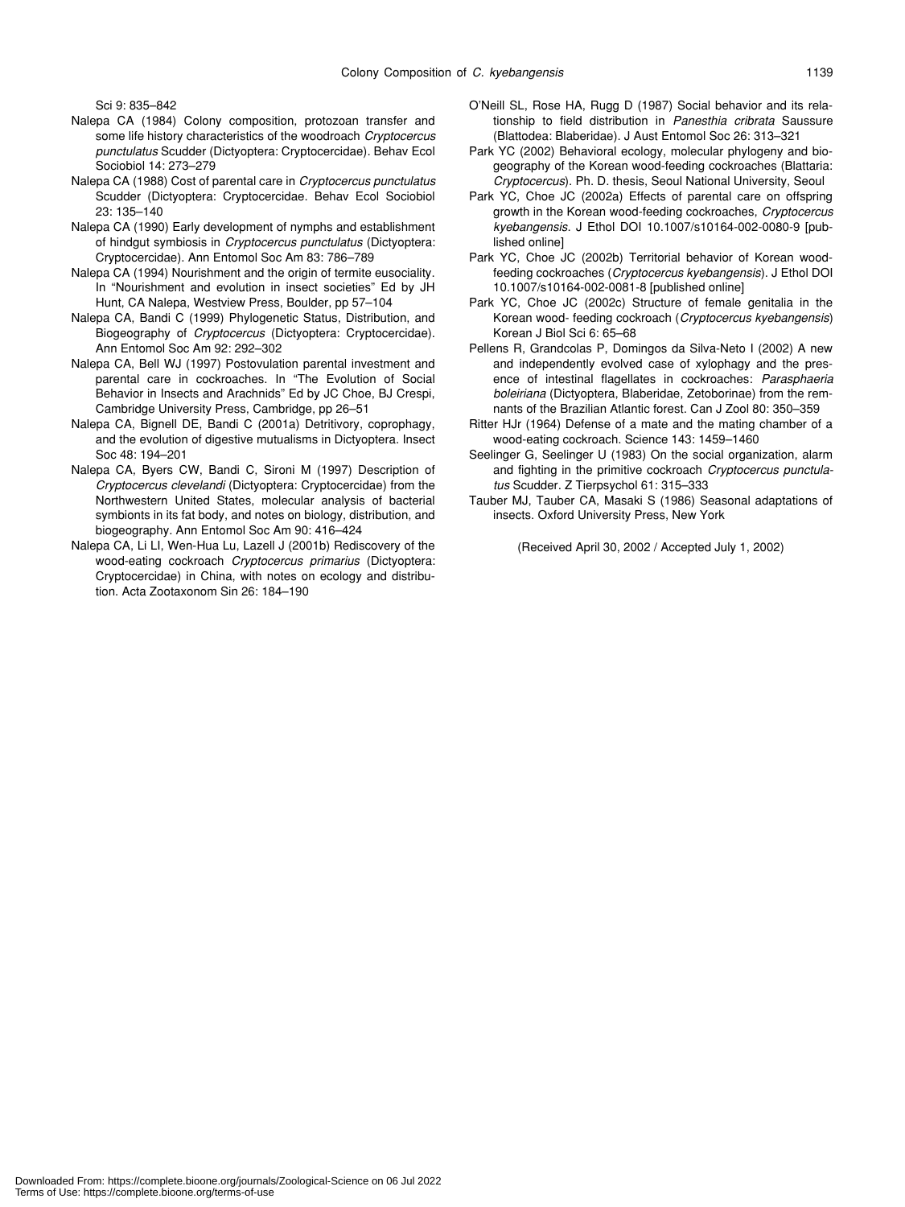Sci 9: 835–842

Nalepa CA (1984) Colony composition, protozoan transfer and some life history characteristics of the woodroach *Cryptocercus punctulatus* Scudder (Dictyoptera: Cryptocercidae). Behav Ecol Sociobiol 14: 273–279

Nalepa CA (1988) Cost of parental care in *Cryptocercus punctulatus* Scudder (Dictyoptera: Cryptocercidae. Behav Ecol Sociobiol 23: 135–140

Nalepa CA (1990) Early development of nymphs and establishment of hindgut symbiosis in *Cryptocercus punctulatus* (Dictyoptera: Cryptocercidae). Ann Entomol Soc Am 83: 786–789

Nalepa CA (1994) Nourishment and the origin of termite eusociality. In "Nourishment and evolution in insect societies" Ed by JH Hunt, CA Nalepa, Westview Press, Boulder, pp 57–104

Nalepa CA, Bandi C (1999) Phylogenetic Status, Distribution, and Biogeography of *Cryptocercus* (Dictyoptera: Cryptocercidae). Ann Entomol Soc Am 92: 292–302

Nalepa CA, Bell WJ (1997) Postovulation parental investment and parental care in cockroaches. In "The Evolution of Social Behavior in Insects and Arachnids" Ed by JC Choe, BJ Crespi, Cambridge University Press, Cambridge, pp 26–51

Nalepa CA, Bignell DE, Bandi C (2001a) Detritivory, coprophagy, and the evolution of digestive mutualisms in Dictyoptera. Insect Soc 48: 194–201

Nalepa CA, Byers CW, Bandi C, Sironi M (1997) Description of *Cryptocercus clevelandi* (Dictyoptera: Cryptocercidae) from the Northwestern United States, molecular analysis of bacterial symbionts in its fat body, and notes on biology, distribution, and biogeography. Ann Entomol Soc Am 90: 416–424

Nalepa CA, Li LI, Wen-Hua Lu, Lazell J (2001b) Rediscovery of the wood-eating cockroach *Cryptocercus primarius* (Dictyoptera: Cryptocercidae) in China, with notes on ecology and distribution. Acta Zootaxonom Sin 26: 184–190

O'Neill SL, Rose HA, Rugg D (1987) Social behavior and its relationship to field distribution in *Panesthia cribrata* Saussure (Blattodea: Blaberidae). J Aust Entomol Soc 26: 313–321

Park YC (2002) Behavioral ecology, molecular phylogeny and biogeography of the Korean wood-feeding cockroaches (Blattaria: *Cryptocercus*). Ph. D. thesis, Seoul National University, Seoul

Park YC, Choe JC (2002a) Effects of parental care on offspring growth in the Korean wood-feeding cockroaches, *Cryptocercus kyebangensis*. J Ethol DOI 10.1007/s10164-002-0080-9 [published online]

Park YC, Choe JC (2002b) Territorial behavior of Korean wood-feeding cockroaches (*Cryptocercus kyebangensis*). J Ethol DOI 10.1007/s10164-002-0081-8 [published online]

Park YC, Choe JC (2002c) Structure of female genitalia in the Korean wood- feeding cockroach (*Cryptocercus kyebangensis*) Korean J Biol Sci 6: 65–68

Pellens R, Grandcolas P, Domingos da Silva-Neto I (2002) A new and independently evolved case of xylophagy and the presence of intestinal flagellates in cockroaches: *Parasphaeria boleiriana* (Dictyoptera, Blaberidae, Zetoborinae) from the remnants of the Brazilian Atlantic forest. Can J Zool 80: 350–359

Ritter HJr (1964) Defense of a mate and the mating chamber of a wood-eating cockroach. Science 143: 1459–1460

Seelinger G, Seelinger U (1983) On the social organization, alarm and fighting in the primitive cockroach *Cryptocercus punctulatus* Scudder. Z Tierpsychol 61: 315–333

Tauber MJ, Tauber CA, Masaki S (1986) Seasonal adaptations of insects. Oxford University Press, New York

(Received April 30, 2002 / Accepted July 1, 2002)